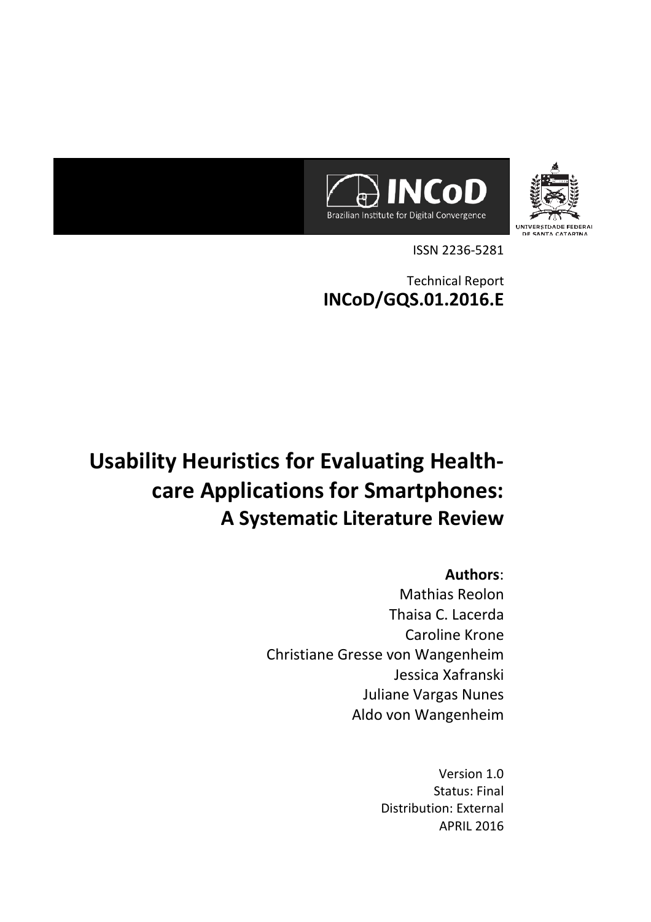INCoD

Brazilian Institute for Digital Convergence

UNIVERSIDADE FEDERAL DE SANTA CATARINA

ISSN 2236-5281

Technical Report

**INCoD/GQS.01.2016.E**

# Usability Heuristics for Evaluating Health-care Applications for Smartphones:

## A Systematic Literature Review

**Authors**:

Mathias Reolon

Thaisa C. Lacerda

Caroline Krone

Christiane Gresse von Wangenheim

Jessica Xafranski

Juliane Vargas Nunes

Aldo von Wangenheim

Version 1.0

Status: Final

Distribution: External

APRIL 2016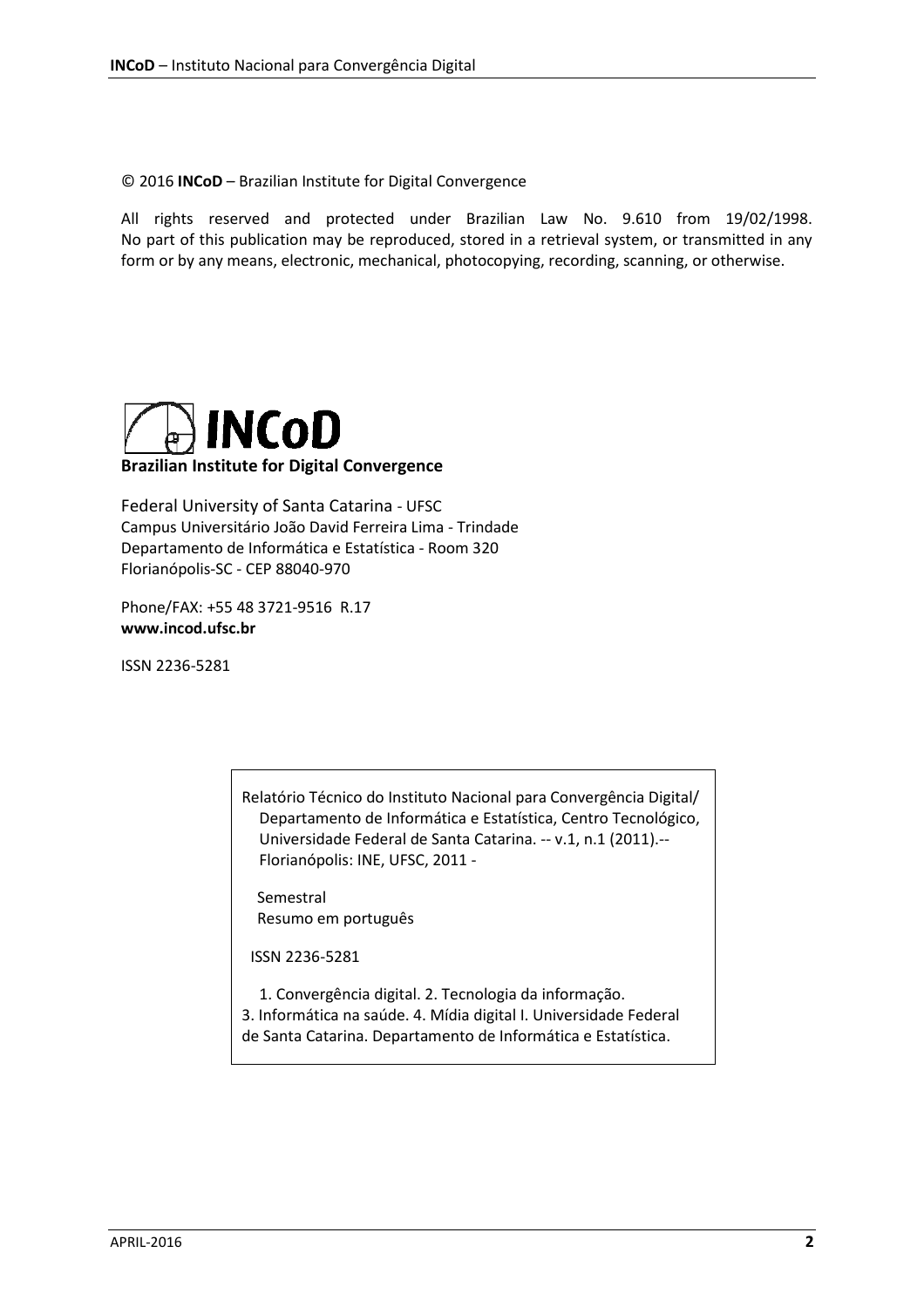© 2016 **INCoD** – Brazilian Institute for Digital Convergence

All rights reserved and protected under Brazilian Law No. 9.610 from 19/02/1998. No part of this publication may be reproduced, stored in a retrieval system, or transmitted in any form or by any means, electronic, mechanical, photocopying, recording, scanning, or otherwise.

**INCoD**

**Brazilian Institute for Digital Convergence**

Federal University of Santa Catarina - UFSC
Campus Universitário João David Ferreira Lima - Trindade
Departamento de Informática e Estatística - Room 320
Florianópolis-SC - CEP 88040-970

Phone/FAX: +55 48 3721-9516 R.17
**www.incod.ufsc.br**

ISSN 2236-5281

Relatório Técnico do Instituto Nacional para Convergência Digital/ Departamento de Informática e Estatística, Centro Tecnológico, Universidade Federal de Santa Catarina. -- v.1, n.1 (2011).-- Florianópolis: INE, UFSC, 2011 -

Semestral
Resumo em português

ISSN 2236-5281

1. Convergência digital. 2. Tecnologia da informação. 3. Informática na saúde. 4. Mídia digital I. Universidade Federal de Santa Catarina. Departamento de Informática e Estatística.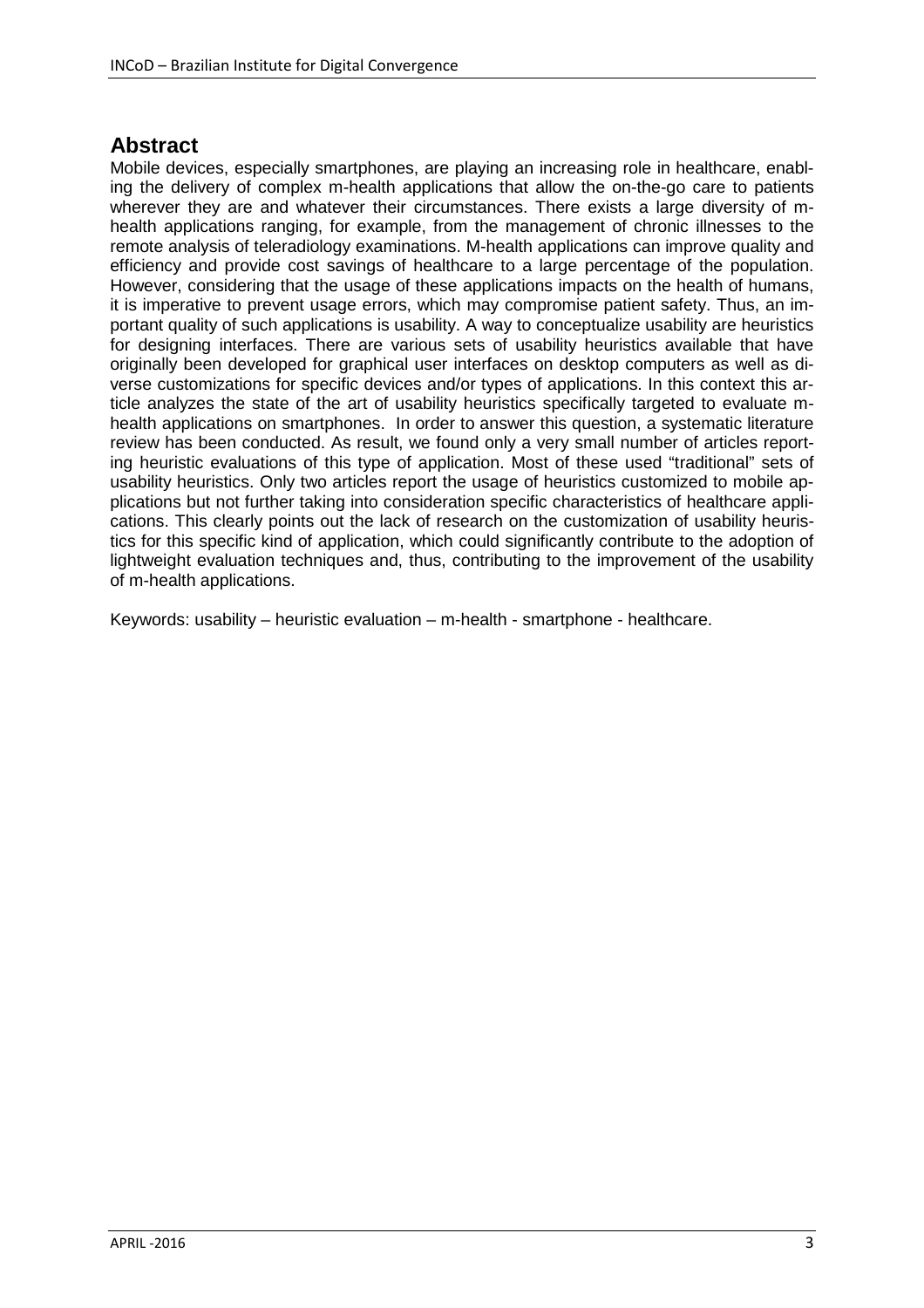## Abstract

Mobile devices, especially smartphones, are playing an increasing role in healthcare, enabling the delivery of complex m-health applications that allow the on-the-go care to patients wherever they are and whatever their circumstances. There exists a large diversity of m-health applications ranging, for example, from the management of chronic illnesses to the remote analysis of teleradiology examinations. M-health applications can improve quality and efficiency and provide cost savings of healthcare to a large percentage of the population. However, considering that the usage of these applications impacts on the health of humans, it is imperative to prevent usage errors, which may compromise patient safety. Thus, an important quality of such applications is usability. A way to conceptualize usability are heuristics for designing interfaces. There are various sets of usability heuristics available that have originally been developed for graphical user interfaces on desktop computers as well as diverse customizations for specific devices and/or types of applications. In this context this article analyzes the state of the art of usability heuristics specifically targeted to evaluate m-health applications on smartphones. In order to answer this question, a systematic literature review has been conducted. As result, we found only a very small number of articles reporting heuristic evaluations of this type of application. Most of these used "traditional" sets of usability heuristics. Only two articles report the usage of heuristics customized to mobile applications but not further taking into consideration specific characteristics of healthcare applications. This clearly points out the lack of research on the customization of usability heuristics for this specific kind of application, which could significantly contribute to the adoption of lightweight evaluation techniques and, thus, contributing to the improvement of the usability of m-health applications.

Keywords: usability – heuristic evaluation – m-health - smartphone - healthcare.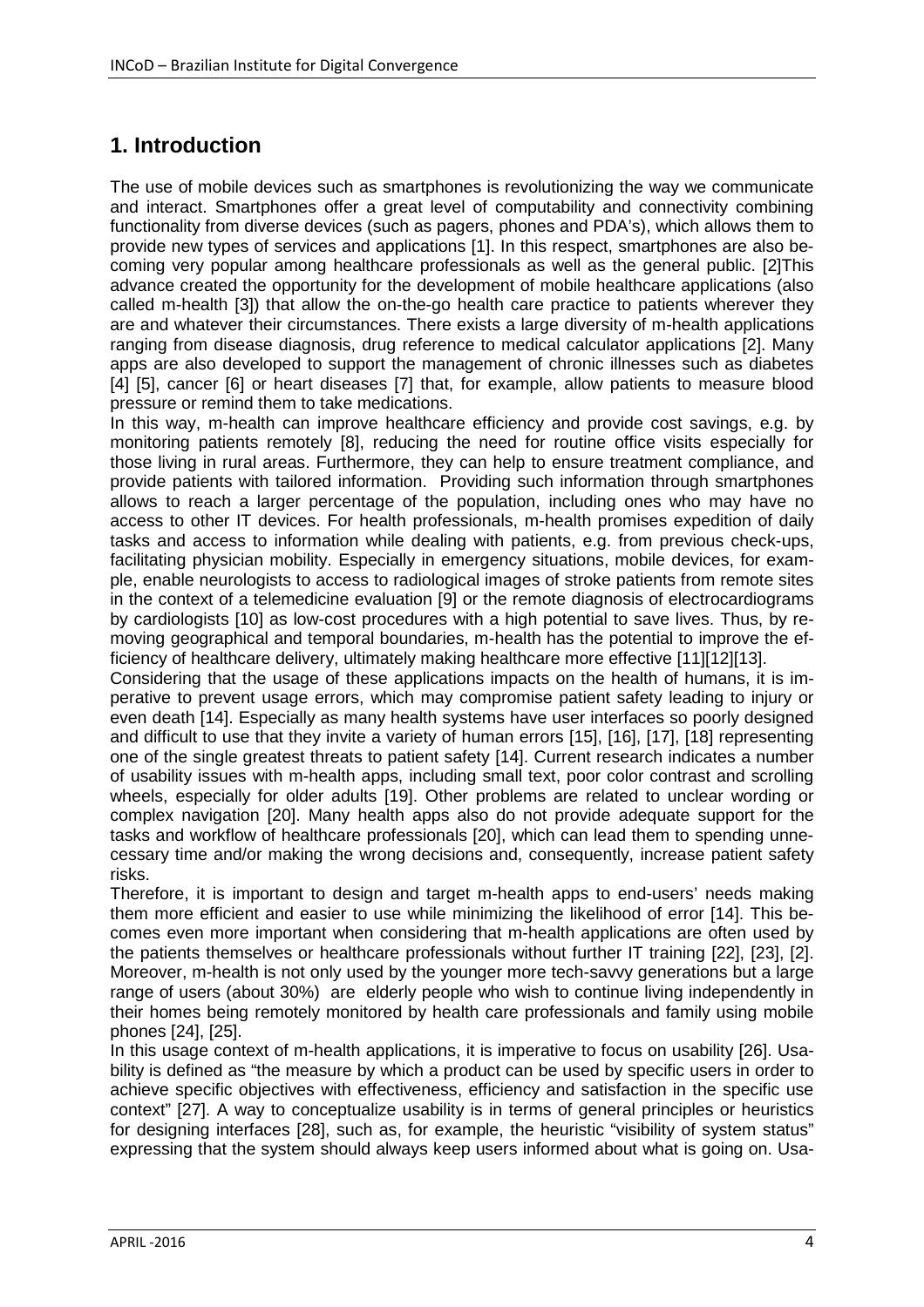## 1. Introduction

The use of mobile devices such as smartphones is revolutionizing the way we communicate and interact. Smartphones offer a great level of computability and connectivity combining functionality from diverse devices (such as pagers, phones and PDA's), which allows them to provide new types of services and applications [1]. In this respect, smartphones are also becoming very popular among healthcare professionals as well as the general public. [2]This advance created the opportunity for the development of mobile healthcare applications (also called m-health [3]) that allow the on-the-go health care practice to patients wherever they are and whatever their circumstances. There exists a large diversity of m-health applications ranging from disease diagnosis, drug reference to medical calculator applications [2]. Many apps are also developed to support the management of chronic illnesses such as diabetes [4] [5], cancer [6] or heart diseases [7] that, for example, allow patients to measure blood pressure or remind them to take medications.

In this way, m-health can improve healthcare efficiency and provide cost savings, e.g. by monitoring patients remotely [8], reducing the need for routine office visits especially for those living in rural areas. Furthermore, they can help to ensure treatment compliance, and provide patients with tailored information. Providing such information through smartphones allows to reach a larger percentage of the population, including ones who may have no access to other IT devices. For health professionals, m-health promises expedition of daily tasks and access to information while dealing with patients, e.g. from previous check-ups, facilitating physician mobility. Especially in emergency situations, mobile devices, for example, enable neurologists to access to radiological images of stroke patients from remote sites in the context of a telemedicine evaluation [9] or the remote diagnosis of electrocardiograms by cardiologists [10] as low-cost procedures with a high potential to save lives. Thus, by removing geographical and temporal boundaries, m-health has the potential to improve the efficiency of healthcare delivery, ultimately making healthcare more effective [11][12][13].

Considering that the usage of these applications impacts on the health of humans, it is imperative to prevent usage errors, which may compromise patient safety leading to injury or even death [14]. Especially as many health systems have user interfaces so poorly designed and difficult to use that they invite a variety of human errors [15], [16], [17], [18] representing one of the single greatest threats to patient safety [14]. Current research indicates a number of usability issues with m-health apps, including small text, poor color contrast and scrolling wheels, especially for older adults [19]. Other problems are related to unclear wording or complex navigation [20]. Many health apps also do not provide adequate support for the tasks and workflow of healthcare professionals [20], which can lead them to spending unnecessary time and/or making the wrong decisions and, consequently, increase patient safety risks.

Therefore, it is important to design and target m-health apps to end-users' needs making them more efficient and easier to use while minimizing the likelihood of error [14]. This becomes even more important when considering that m-health applications are often used by the patients themselves or healthcare professionals without further IT training [22], [23], [2]. Moreover, m-health is not only used by the younger more tech-savvy generations but a large range of users (about 30%) are elderly people who wish to continue living independently in their homes being remotely monitored by health care professionals and family using mobile phones [24], [25].

In this usage context of m-health applications, it is imperative to focus on usability [26]. Usability is defined as "the measure by which a product can be used by specific users in order to achieve specific objectives with effectiveness, efficiency and satisfaction in the specific use context" [27]. A way to conceptualize usability is in terms of general principles or heuristics for designing interfaces [28], such as, for example, the heuristic "visibility of system status" expressing that the system should always keep users informed about what is going on. Usa-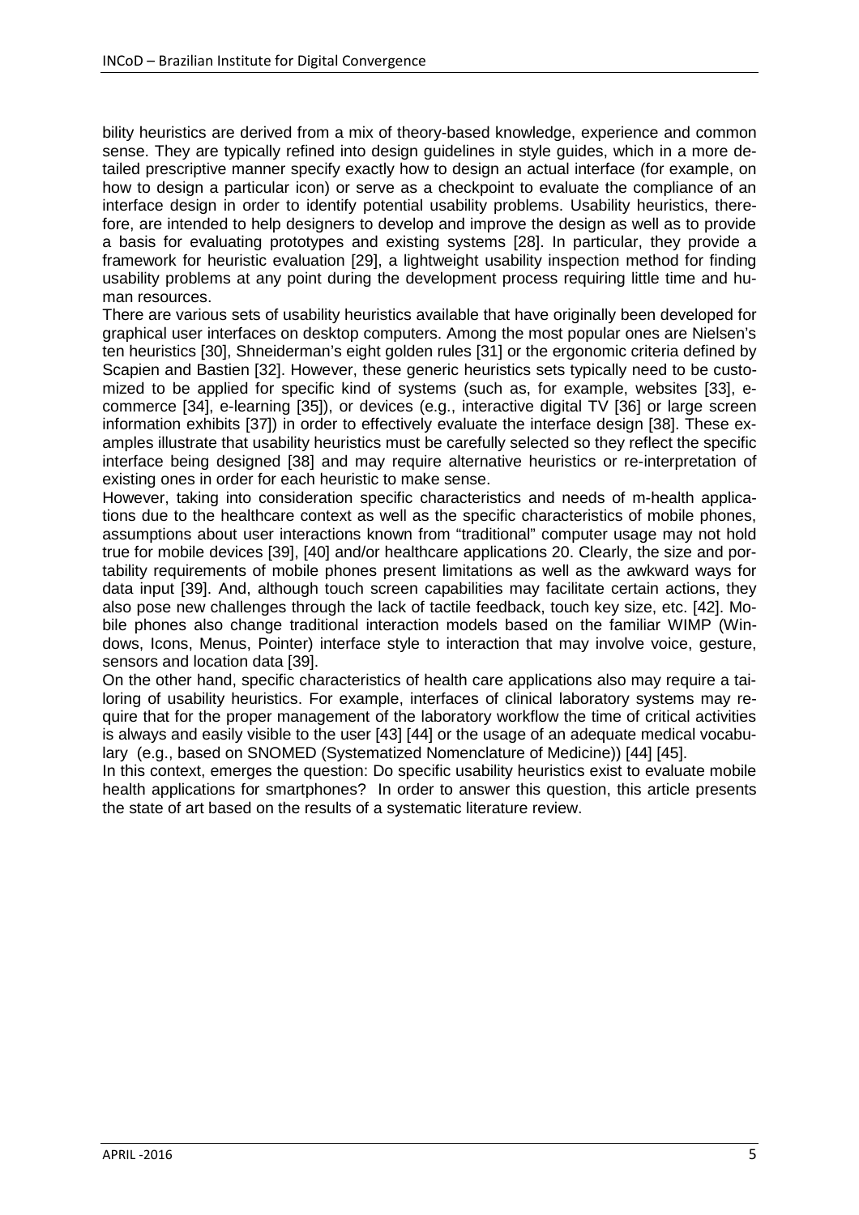bility heuristics are derived from a mix of theory-based knowledge, experience and common sense. They are typically refined into design guidelines in style guides, which in a more detailed prescriptive manner specify exactly how to design an actual interface (for example, on how to design a particular icon) or serve as a checkpoint to evaluate the compliance of an interface design in order to identify potential usability problems. Usability heuristics, therefore, are intended to help designers to develop and improve the design as well as to provide a basis for evaluating prototypes and existing systems [28]. In particular, they provide a framework for heuristic evaluation [29], a lightweight usability inspection method for finding usability problems at any point during the development process requiring little time and human resources.

There are various sets of usability heuristics available that have originally been developed for graphical user interfaces on desktop computers. Among the most popular ones are Nielsen's ten heuristics [30], Shneiderman's eight golden rules [31] or the ergonomic criteria defined by Scapien and Bastien [32]. However, these generic heuristics sets typically need to be customized to be applied for specific kind of systems (such as, for example, websites [33], e-commerce [34], e-learning [35]), or devices (e.g., interactive digital TV [36] or large screen information exhibits [37]) in order to effectively evaluate the interface design [38]. These examples illustrate that usability heuristics must be carefully selected so they reflect the specific interface being designed [38] and may require alternative heuristics or re-interpretation of existing ones in order for each heuristic to make sense.

However, taking into consideration specific characteristics and needs of m-health applications due to the healthcare context as well as the specific characteristics of mobile phones, assumptions about user interactions known from "traditional" computer usage may not hold true for mobile devices [39], [40] and/or healthcare applications 20. Clearly, the size and portability requirements of mobile phones present limitations as well as the awkward ways for data input [39]. And, although touch screen capabilities may facilitate certain actions, they also pose new challenges through the lack of tactile feedback, touch key size, etc. [42]. Mobile phones also change traditional interaction models based on the familiar WIMP (Windows, Icons, Menus, Pointer) interface style to interaction that may involve voice, gesture, sensors and location data [39].

On the other hand, specific characteristics of health care applications also may require a tailoring of usability heuristics. For example, interfaces of clinical laboratory systems may require that for the proper management of the laboratory workflow the time of critical activities is always and easily visible to the user [43] [44] or the usage of an adequate medical vocabulary (e.g., based on SNOMED (Systematized Nomenclature of Medicine)) [44] [45].

In this context, emerges the question: Do specific usability heuristics exist to evaluate mobile health applications for smartphones? In order to answer this question, this article presents the state of art based on the results of a systematic literature review.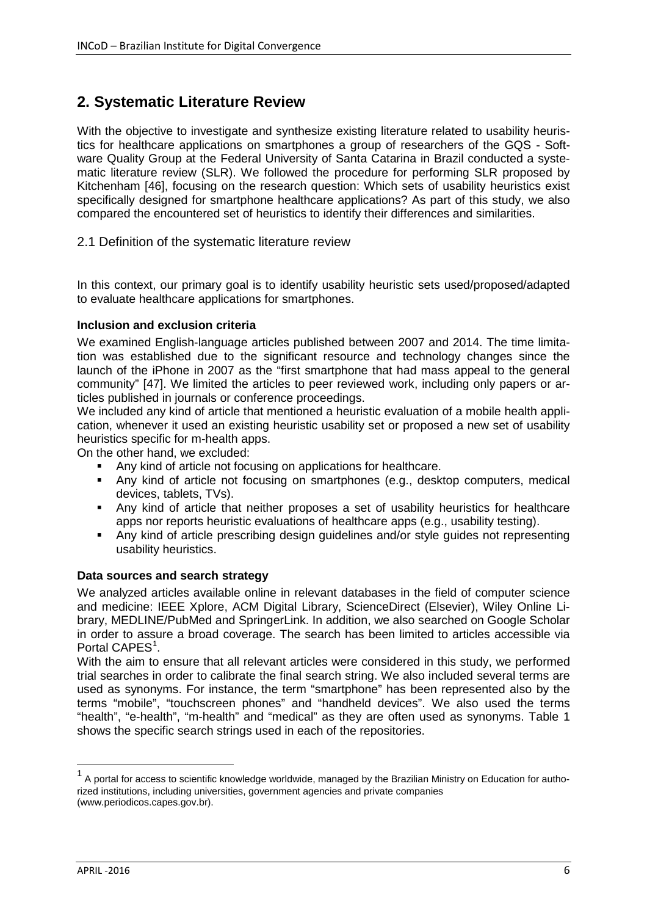## 2. Systematic Literature Review

With the objective to investigate and synthesize existing literature related to usability heuristics for healthcare applications on smartphones a group of researchers of the GQS - Software Quality Group at the Federal University of Santa Catarina in Brazil conducted a systematic literature review (SLR). We followed the procedure for performing SLR proposed by Kitchenham [46], focusing on the research question: Which sets of usability heuristics exist specifically designed for smartphone healthcare applications? As part of this study, we also compared the encountered set of heuristics to identify their differences and similarities.

### 2.1 Definition of the systematic literature review

In this context, our primary goal is to identify usability heuristic sets used/proposed/adapted to evaluate healthcare applications for smartphones.

**Inclusion and exclusion criteria**

We examined English-language articles published between 2007 and 2014. The time limitation was established due to the significant resource and technology changes since the launch of the iPhone in 2007 as the "first smartphone that had mass appeal to the general community" [47]. We limited the articles to peer reviewed work, including only papers or articles published in journals or conference proceedings.

We included any kind of article that mentioned a heuristic evaluation of a mobile health application, whenever it used an existing heuristic usability set or proposed a new set of usability heuristics specific for m-health apps.

On the other hand, we excluded:

- Any kind of article not focusing on applications for healthcare.
- Any kind of article not focusing on smartphones (e.g., desktop computers, medical devices, tablets, TVs).
- Any kind of article that neither proposes a set of usability heuristics for healthcare apps nor reports heuristic evaluations of healthcare apps (e.g., usability testing).
- Any kind of article prescribing design guidelines and/or style guides not representing usability heuristics.

**Data sources and search strategy**

We analyzed articles available online in relevant databases in the field of computer science and medicine: IEEE Xplore, ACM Digital Library, ScienceDirect (Elsevier), Wiley Online Library, MEDLINE/PubMed and SpringerLink. In addition, we also searched on Google Scholar in order to assure a broad coverage. The search has been limited to articles accessible via Portal CAPES[1].

With the aim to ensure that all relevant articles were considered in this study, we performed trial searches in order to calibrate the final search string. We also included several terms are used as synonyms. For instance, the term "smartphone" has been represented also by the terms "mobile", "touchscreen phones" and "handheld devices". We also used the terms "health", "e-health", "m-health" and "medical" as they are often used as synonyms. Table 1 shows the specific search strings used in each of the repositories.

---

[1] A portal for access to scientific knowledge worldwide, managed by the Brazilian Ministry on Education for authorized institutions, including universities, government agencies and private companies (www.periodicos.capes.gov.br).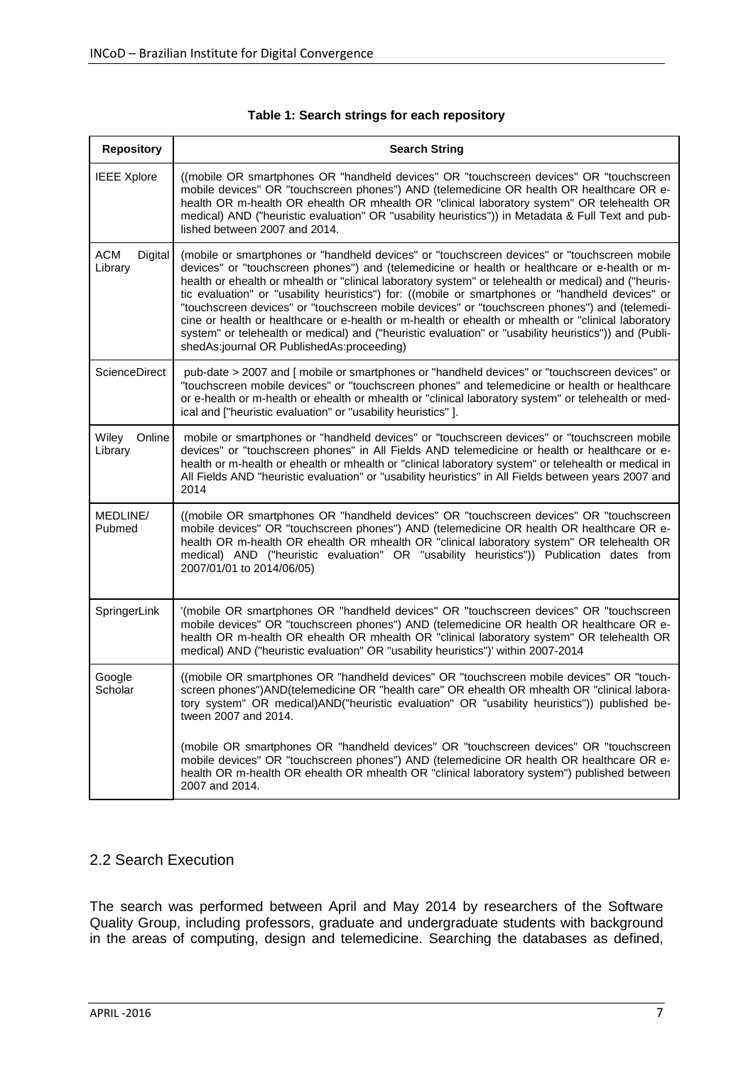**Table 1: Search strings for each repository**

| Repository | Search String |
|---|---|
| IEEE Xplore | ((mobile OR smartphones OR "handheld devices" OR "touchscreen devices" OR "touchscreen mobile devices" OR "touchscreen phones") AND (telemedicine OR health OR healthcare OR e-health OR m-health OR ehealth OR mhealth OR "clinical laboratory system" OR telehealth OR medical) AND ("heuristic evaluation" OR "usability heuristics")) in Metadata & Full Text and published between 2007 and 2014. |
| ACM Digital Library | (mobile or smartphones or "handheld devices" or "touchscreen devices" or "touchscreen mobile devices" or "touchscreen phones") and (telemedicine or health or healthcare or e-health or m-health or ehealth or mhealth or "clinical laboratory system" or telehealth or medical) and ("heuristic evaluation" or "usability heuristics") for: ((mobile or smartphones or "handheld devices" or "touchscreen devices" or "touchscreen mobile devices" or "touchscreen phones") and (telemedicine or health or healthcare or e-health or m-health or ehealth or mhealth or "clinical laboratory system" or telehealth or medical) and ("heuristic evaluation" or "usability heuristics")) and (PublishedAs:journal OR PublishedAs:proceeding) |
| ScienceDirect | pub-date > 2007 and [ mobile or smartphones or "handheld devices" or "touchscreen devices" or "touchscreen mobile devices" or "touchscreen phones" and telemedicine or health or healthcare or e-health or m-health or ehealth or mhealth or "clinical laboratory system" or telehealth or medical and ["heuristic evaluation" or "usability heuristics" ]. |
| Wiley Online Library | mobile or smartphones or "handheld devices" or "touchscreen devices" or "touchscreen mobile devices" or "touchscreen phones" in All Fields AND telemedicine or health or healthcare or e-health or m-health or ehealth or mhealth or "clinical laboratory system" or telehealth or medical in All Fields AND "heuristic evaluation" or "usability heuristics" in All Fields between years 2007 and 2014 |
| MEDLINE/ Pubmed | ((mobile OR smartphones OR "handheld devices" OR "touchscreen devices" OR "touchscreen mobile devices" OR "touchscreen phones") AND (telemedicine OR health OR healthcare OR e-health OR m-health OR ehealth OR mhealth OR "clinical laboratory system" OR telehealth OR medical) AND ("heuristic evaluation" OR "usability heuristics")) Publication dates from 2007/01/01 to 2014/06/05) |
| SpringerLink | '(mobile OR smartphones OR "handheld devices" OR "touchscreen devices" OR "touchscreen mobile devices" OR "touchscreen phones") AND (telemedicine OR health OR healthcare OR e-health OR m-health OR ehealth OR mhealth OR "clinical laboratory system" OR telehealth OR medical) AND ("heuristic evaluation" OR "usability heuristics")' within 2007-2014 |
| Google Scholar | ((mobile OR smartphones OR "handheld devices" OR "touchscreen mobile devices" OR "touchscreen phones")AND(telemedicine OR "health care" OR ehealth OR mhealth OR "clinical laboratory system" OR medical)AND("heuristic evaluation" OR "usability heuristics")) published between 2007 and 2014.<br><br>(mobile OR smartphones OR "handheld devices" OR "touchscreen devices" OR "touchscreen mobile devices" OR "touchscreen phones") AND (telemedicine OR health OR healthcare OR e-health OR m-health OR ehealth OR mhealth OR "clinical laboratory system") published between 2007 and 2014. |

## 2.2 Search Execution

The search was performed between April and May 2014 by researchers of the Software Quality Group, including professors, graduate and undergraduate students with background in the areas of computing, design and telemedicine. Searching the databases as defined,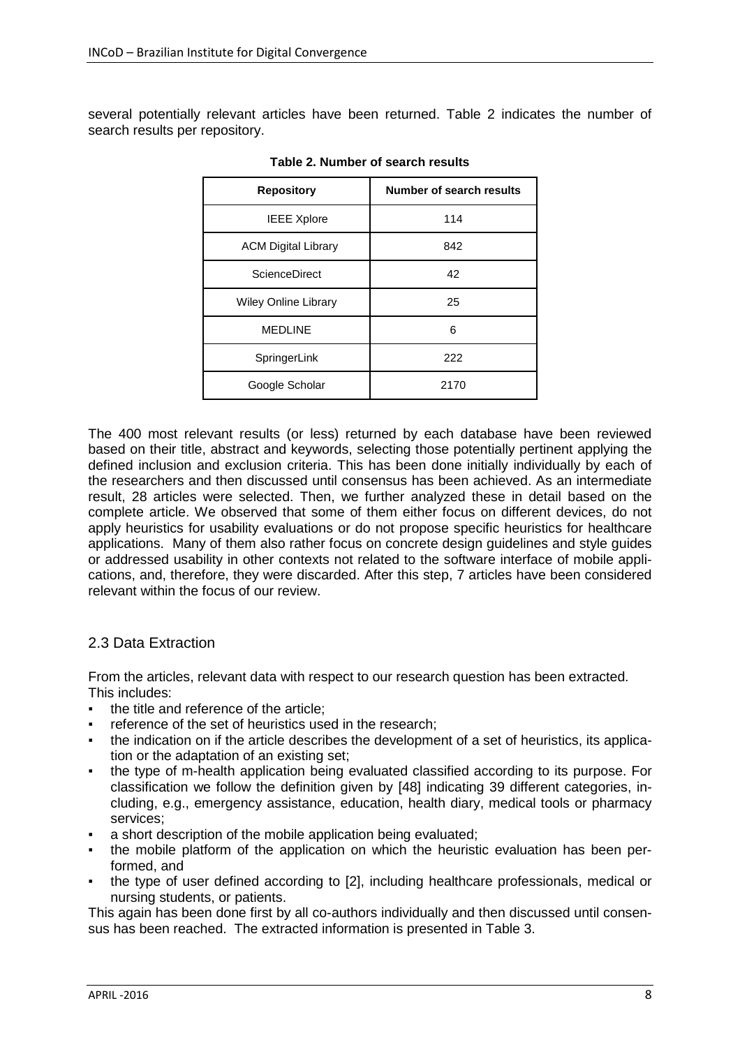several potentially relevant articles have been returned. Table 2 indicates the number of search results per repository.

**Table 2. Number of search results**

| Repository | Number of search results |
| --- | --- |
| IEEE Xplore | 114 |
| ACM Digital Library | 842 |
| ScienceDirect | 42 |
| Wiley Online Library | 25 |
| MEDLINE | 6 |
| SpringerLink | 222 |
| Google Scholar | 2170 |

The 400 most relevant results (or less) returned by each database have been reviewed based on their title, abstract and keywords, selecting those potentially pertinent applying the defined inclusion and exclusion criteria. This has been done initially individually by each of the researchers and then discussed until consensus has been achieved. As an intermediate result, 28 articles were selected. Then, we further analyzed these in detail based on the complete article. We observed that some of them either focus on different devices, do not apply heuristics for usability evaluations or do not propose specific heuristics for healthcare applications. Many of them also rather focus on concrete design guidelines and style guides or addressed usability in other contexts not related to the software interface of mobile applications, and, therefore, they were discarded. After this step, 7 articles have been considered relevant within the focus of our review.

## 2.3 Data Extraction

From the articles, relevant data with respect to our research question has been extracted. This includes:

- the title and reference of the article;
- reference of the set of heuristics used in the research;
- the indication on if the article describes the development of a set of heuristics, its application or the adaptation of an existing set;
- the type of m-health application being evaluated classified according to its purpose. For classification we follow the definition given by [48] indicating 39 different categories, including, e.g., emergency assistance, education, health diary, medical tools or pharmacy services;
- a short description of the mobile application being evaluated;
- the mobile platform of the application on which the heuristic evaluation has been performed, and
- the type of user defined according to [2], including healthcare professionals, medical or nursing students, or patients.

This again has been done first by all co-authors individually and then discussed until consensus has been reached. The extracted information is presented in Table 3.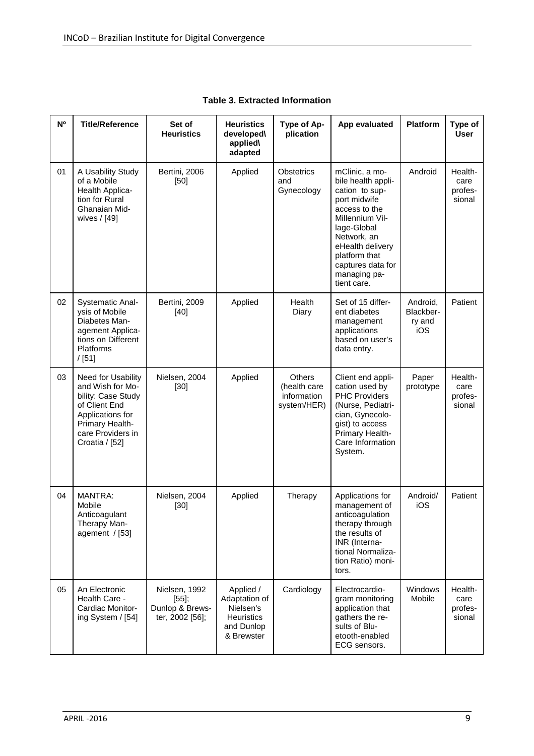**Table 3. Extracted Information**

| Nº | Title/Reference | Set of Heuristics | Heuristics developed\ applied\ adapted | Type of Application | App evaluated | Platform | Type of User |
|---|---|---|---|---|---|---|---|
| 01 | A Usability Study of a Mobile Health Application for Rural Ghanaian Midwives / [49] | Bertini, 2006 [50] | Applied | Obstetrics and Gynecology | mClinic, a mobile health application to support midwife access to the Millennium Village-Global Network, an eHealth delivery platform that captures data for managing patient care. | Android | Healthcare professional |
| 02 | Systematic Analysis of Mobile Diabetes Management Applications on Different Platforms / [51] | Bertini, 2009 [40] | Applied | Health Diary | Set of 15 different diabetes management applications based on user's data entry. | Android, Blackberry and iOS | Patient |
| 03 | Need for Usability and Wish for Mobility: Case Study of Client End Applications for Primary Healthcare Providers in Croatia / [52] | Nielsen, 2004 [30] | Applied | Others (health care information system/HER) | Client end application used by PHC Providers (Nurse, Pediatrician, Gynecologist) to access Primary Health-Care Information System. | Paper prototype | Healthcare professional |
| 04 | MANTRA: Mobile Anticoagulant Therapy Management / [53] | Nielsen, 2004 [30] | Applied | Therapy | Applications for management of anticoagulation therapy through the results of INR (International Normalization Ratio) monitors. | Android/ iOS | Patient |
| 05 | An Electronic Health Care - Cardiac Monitoring System / [54] | Nielsen, 1992 [55]; Dunlop & Brewster, 2002 [56]; | Applied / Adaptation of Nielsen's Heuristics and Dunlop & Brewster | Cardiology | Electrocardiogram monitoring application that gathers the results of Bluetooth-enabled ECG sensors. | Windows Mobile | Healthcare professional |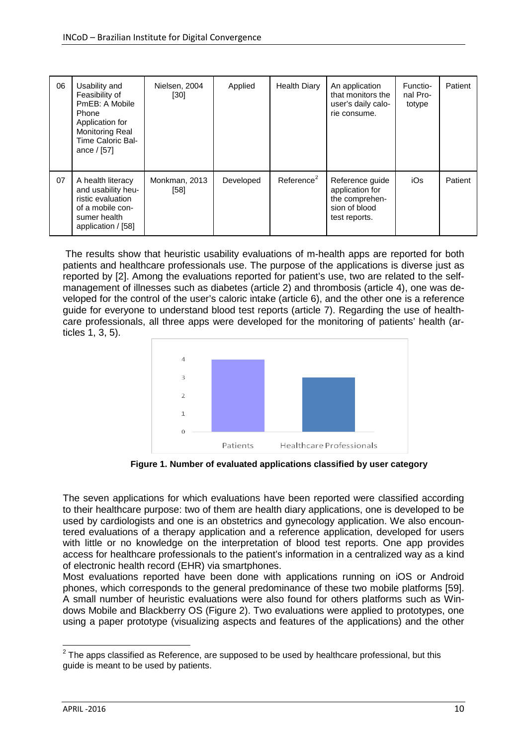| 06 | Usability and Feasibility of PmEB: A Mobile Phone Application for Monitoring Real Time Caloric Balance / [57] | Nielsen, 2004 [30] | Applied | Health Diary | An application that monitors the user's daily calorie consume. | Functional Prototype | Patient |
|---|---|---|---|---|---|---|---|
| 07 | A health literacy and usability heuristic evaluation of a mobile consumer health application / [58] | Monkman, 2013 [58] | Developed | Reference[2] | Reference guide application for the comprehension of blood test reports. | iOs | Patient |

The results show that heuristic usability evaluations of m-health apps are reported for both patients and healthcare professionals use. The purpose of the applications is diverse just as reported by [2]. Among the evaluations reported for patient's use, two are related to the self-management of illnesses such as diabetes (article 2) and thrombosis (article 4), one was developed for the control of the user's caloric intake (article 6), and the other one is a reference guide for everyone to understand blood test reports (article 7). Regarding the use of healthcare professionals, all three apps were developed for the monitoring of patients' health (articles 1, 3, 5).

**Figure 1. Number of evaluated applications classified by user category**

The seven applications for which evaluations have been reported were classified according to their healthcare purpose: two of them are health diary applications, one is developed to be used by cardiologists and one is an obstetrics and gynecology application. We also encountered evaluations of a therapy application and a reference application, developed for users with little or no knowledge on the interpretation of blood test reports. One app provides access for healthcare professionals to the patient's information in a centralized way as a kind of electronic health record (EHR) via smartphones.

Most evaluations reported have been done with applications running on iOS or Android phones, which corresponds to the general predominance of these two mobile platforms [59]. A small number of heuristic evaluations were also found for others platforms such as Windows Mobile and Blackberry OS (Figure 2). Two evaluations were applied to prototypes, one using a paper prototype (visualizing aspects and features of the applications) and the other

[2] The apps classified as Reference, are supposed to be used by healthcare professional, but this guide is meant to be used by patients.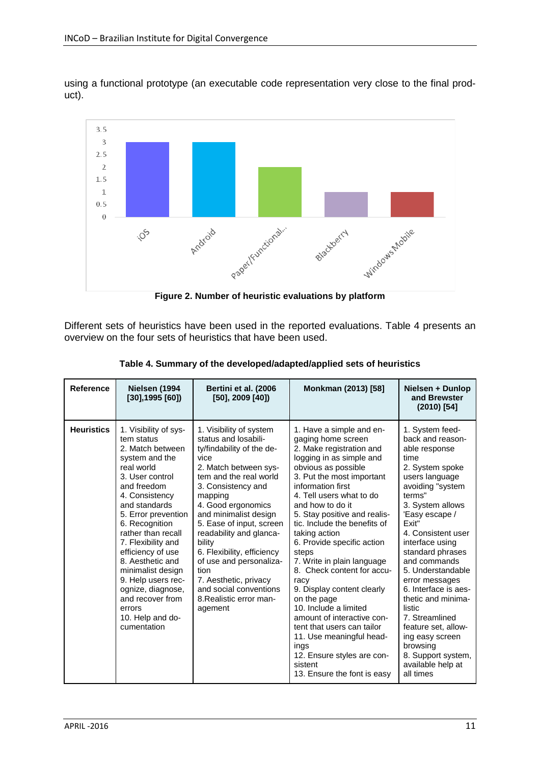using a functional prototype (an executable code representation very close to the final product).

**Figure 2. Number of heuristic evaluations by platform**

Different sets of heuristics have been used in the reported evaluations. Table 4 presents an overview on the four sets of heuristics that have been used.

**Table 4. Summary of the developed/adapted/applied sets of heuristics**

| Reference | Nielsen (1994 [30],1995 [60]) | Bertini et al. (2006 [50], 2009 [40]) | Monkman (2013) [58] | Nielsen + Dunlop and Brewster (2010) [54] |
|---|---|---|---|---|
| Heuristics | 1. Visibility of system status<br>2. Match between system and the real world<br>3. User control and freedom<br>4. Consistency and standards<br>5. Error prevention<br>6. Recognition rather than recall<br>7. Flexibility and efficiency of use<br>8. Aesthetic and minimalist design<br>9. Help users recognize, diagnose, and recover from errors<br>10. Help and documentation | 1. Visibility of system status and losability/findability of the device<br>2. Match between system and the real world<br>3. Consistency and mapping<br>4. Good ergonomics and minimalist design<br>5. Ease of input, screen readability and glancability<br>6. Flexibility, efficiency of use and personalization<br>7. Aesthetic, privacy and social conventions<br>8.Realistic error management | 1. Have a simple and engaging home screen<br>2. Make registration and logging in as simple and obvious as possible<br>3. Put the most important information first<br>4. Tell users what to do and how to do it<br>5. Stay positive and realistic. Include the benefits of taking action<br>6. Provide specific action steps<br>7. Write in plain language<br>8. Check content for accuracy<br>9. Display content clearly on the page<br>10. Include a limited amount of interactive content that users can tailor<br>11. Use meaningful headings<br>12. Ensure styles are consistent<br>13. Ensure the font is easy | 1. System feedback and reasonable response time<br>2. System spoke users language avoiding "system terms"<br>3. System allows 'Easy escape / Exit"<br>4. Consistent user interface using standard phrases and commands<br>5. Understandable error messages<br>6. Interface is aesthetic and minimalistic<br>7. Streamlined feature set, allowing easy screen browsing<br>8. Support system, available help at all times |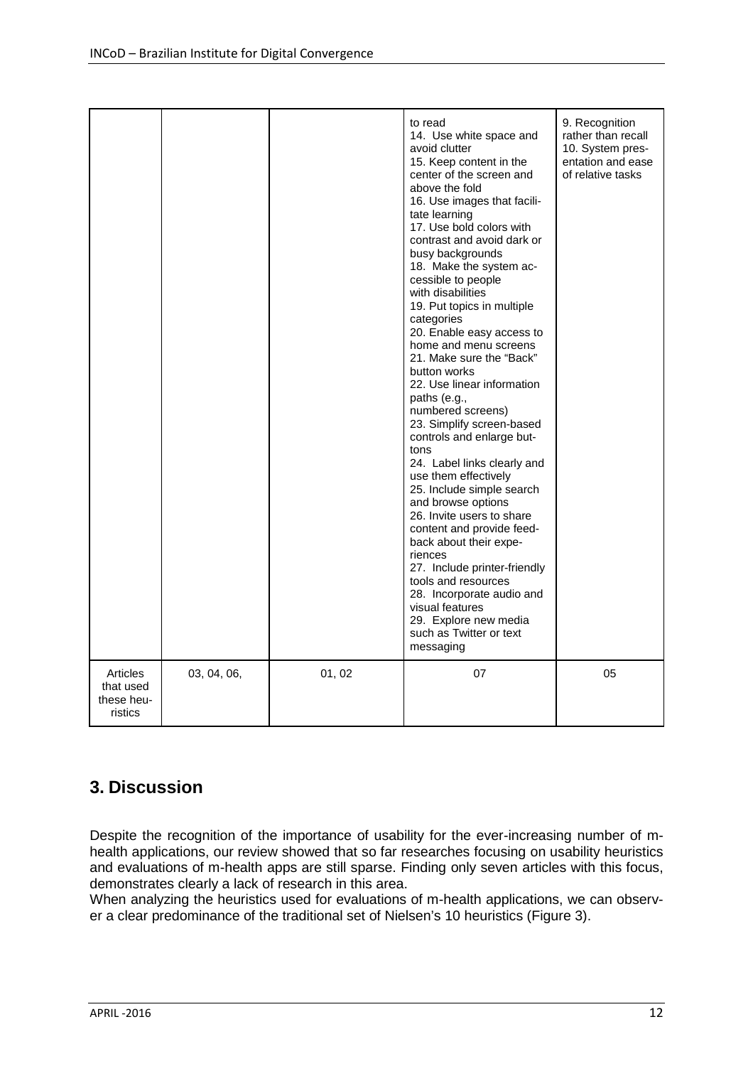| | | | to read<br>14. Use white space and avoid clutter<br>15. Keep content in the center of the screen and above the fold<br>16. Use images that facilitate learning<br>17. Use bold colors with contrast and avoid dark or busy backgrounds<br>18. Make the system accessible to people with disabilities<br>19. Put topics in multiple categories<br>20. Enable easy access to home and menu screens<br>21. Make sure the "Back" button works<br>22. Use linear information paths (e.g., numbered screens)<br>23. Simplify screen-based controls and enlarge buttons<br>24. Label links clearly and use them effectively<br>25. Include simple search and browse options<br>26. Invite users to share content and provide feedback about their experiences<br>27. Include printer-friendly tools and resources<br>28. Incorporate audio and visual features<br>29. Explore new media such as Twitter or text messaging | 9. Recognition rather than recall<br>10. System presentation and ease of relative tasks |
|---|---|---|---|---|
| Articles that used these heuristics | 03, 04, 06, | 01, 02 | 07 | 05 |

## 3. Discussion

Despite the recognition of the importance of usability for the ever-increasing number of m-health applications, our review showed that so far researches focusing on usability heuristics and evaluations of m-health apps are still sparse. Finding only seven articles with this focus, demonstrates clearly a lack of research in this area.

When analyzing the heuristics used for evaluations of m-health applications, we can observer a clear predominance of the traditional set of Nielsen's 10 heuristics (Figure 3).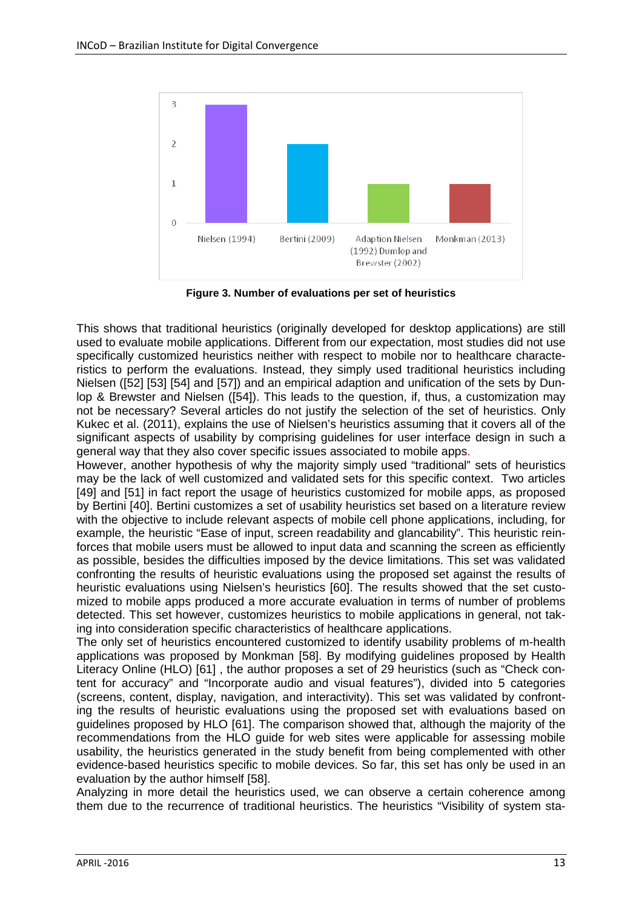Figure 3. Number of evaluations per set of heuristics

This shows that traditional heuristics (originally developed for desktop applications) are still used to evaluate mobile applications. Different from our expectation, most studies did not use specifically customized heuristics neither with respect to mobile nor to healthcare characteristics to perform the evaluations. Instead, they simply used traditional heuristics including Nielsen ([52] [53] [54] and [57]) and an empirical adaption and unification of the sets by Dunlop & Brewster and Nielsen ([54]). This leads to the question, if, thus, a customization may not be necessary? Several articles do not justify the selection of the set of heuristics. Only Kukec et al. (2011), explains the use of Nielsen's heuristics assuming that it covers all of the significant aspects of usability by comprising guidelines for user interface design in such a general way that they also cover specific issues associated to mobile apps.

However, another hypothesis of why the majority simply used "traditional" sets of heuristics may be the lack of well customized and validated sets for this specific context. Two articles [49] and [51] in fact report the usage of heuristics customized for mobile apps, as proposed by Bertini [40]. Bertini customizes a set of usability heuristics set based on a literature review with the objective to include relevant aspects of mobile cell phone applications, including, for example, the heuristic "Ease of input, screen readability and glancability". This heuristic reinforces that mobile users must be allowed to input data and scanning the screen as efficiently as possible, besides the difficulties imposed by the device limitations. This set was validated confronting the results of heuristic evaluations using the proposed set against the results of heuristic evaluations using Nielsen's heuristics [60]. The results showed that the set customized to mobile apps produced a more accurate evaluation in terms of number of problems detected. This set however, customizes heuristics to mobile applications in general, not taking into consideration specific characteristics of healthcare applications.

The only set of heuristics encountered customized to identify usability problems of m-health applications was proposed by Monkman [58]. By modifying guidelines proposed by Health Literacy Online (HLO) [61] , the author proposes a set of 29 heuristics (such as "Check content for accuracy" and "Incorporate audio and visual features"), divided into 5 categories (screens, content, display, navigation, and interactivity). This set was validated by confronting the results of heuristic evaluations using the proposed set with evaluations based on guidelines proposed by HLO [61]. The comparison showed that, although the majority of the recommendations from the HLO guide for web sites were applicable for assessing mobile usability, the heuristics generated in the study benefit from being complemented with other evidence-based heuristics specific to mobile devices. So far, this set has only be used in an evaluation by the author himself [58].

Analyzing in more detail the heuristics used, we can observe a certain coherence among them due to the recurrence of traditional heuristics. The heuristics "Visibility of system sta-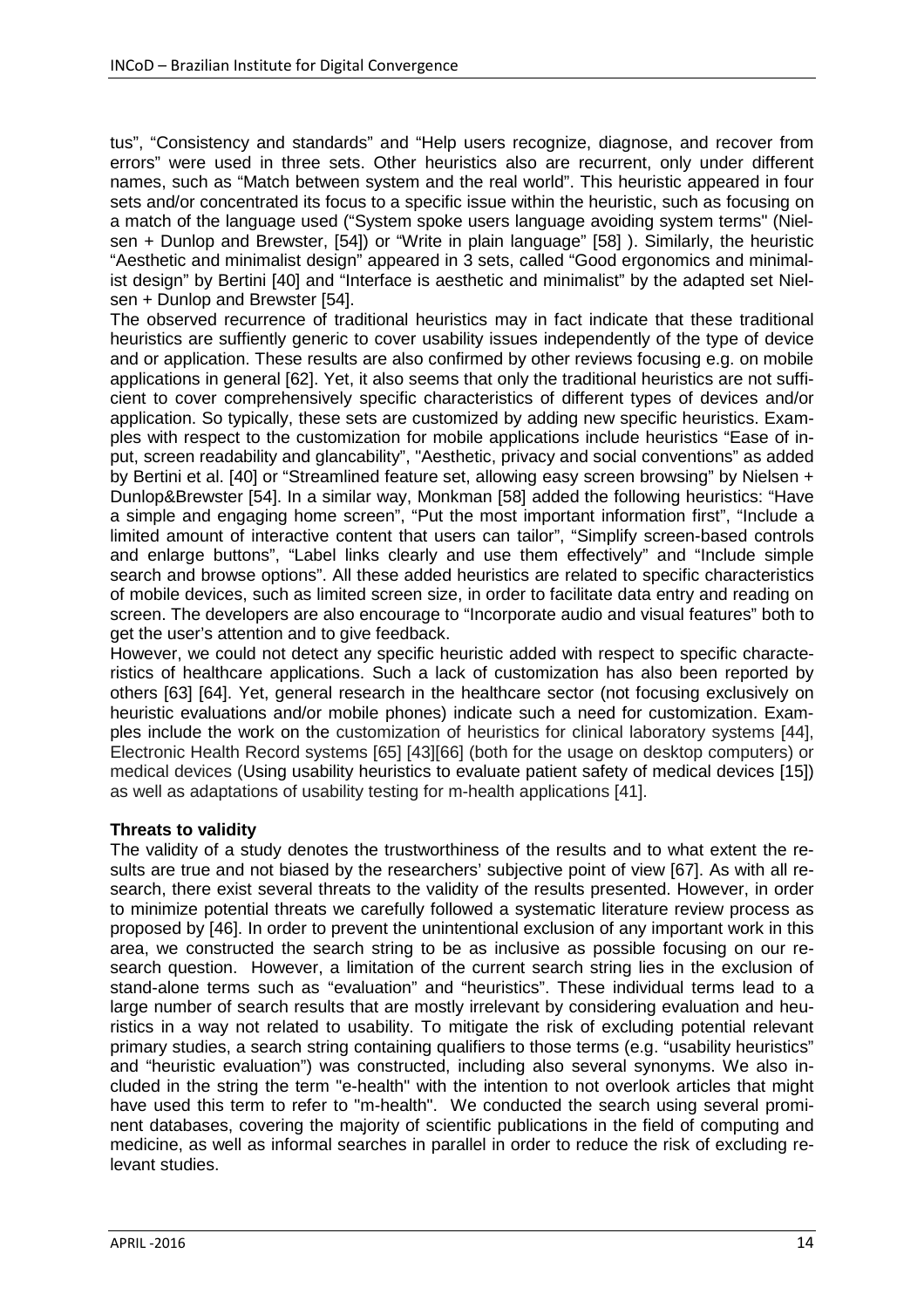tus", "Consistency and standards" and "Help users recognize, diagnose, and recover from errors" were used in three sets. Other heuristics also are recurrent, only under different names, such as "Match between system and the real world". This heuristic appeared in four sets and/or concentrated its focus to a specific issue within the heuristic, such as focusing on a match of the language used ("System spoke users language avoiding system terms" (Nielsen + Dunlop and Brewster, [54]) or "Write in plain language" [58] ). Similarly, the heuristic "Aesthetic and minimalist design" appeared in 3 sets, called "Good ergonomics and minimalist design" by Bertini [40] and "Interface is aesthetic and minimalist" by the adapted set Nielsen + Dunlop and Brewster [54].

The observed recurrence of traditional heuristics may in fact indicate that these traditional heuristics are suffiently generic to cover usability issues independently of the type of device and or application. These results are also confirmed by other reviews focusing e.g. on mobile applications in general [62]. Yet, it also seems that only the traditional heuristics are not sufficient to cover comprehensively specific characteristics of different types of devices and/or application. So typically, these sets are customized by adding new specific heuristics. Examples with respect to the customization for mobile applications include heuristics "Ease of input, screen readability and glancability", "Aesthetic, privacy and social conventions" as added by Bertini et al. [40] or "Streamlined feature set, allowing easy screen browsing" by Nielsen + Dunlop&Brewster [54]. In a similar way, Monkman [58] added the following heuristics: "Have a simple and engaging home screen", "Put the most important information first", "Include a limited amount of interactive content that users can tailor", "Simplify screen-based controls and enlarge buttons", "Label links clearly and use them effectively" and "Include simple search and browse options". All these added heuristics are related to specific characteristics of mobile devices, such as limited screen size, in order to facilitate data entry and reading on screen. The developers are also encourage to "Incorporate audio and visual features" both to get the user's attention and to give feedback.

However, we could not detect any specific heuristic added with respect to specific characteristics of healthcare applications. Such a lack of customization has also been reported by others [63] [64]. Yet, general research in the healthcare sector (not focusing exclusively on heuristic evaluations and/or mobile phones) indicate such a need for customization. Examples include the work on the customization of heuristics for clinical laboratory systems [44], Electronic Health Record systems [65] [43][66] (both for the usage on desktop computers) or medical devices (Using usability heuristics to evaluate patient safety of medical devices [15]) as well as adaptations of usability testing for m-health applications [41].

**Threats to validity**

The validity of a study denotes the trustworthiness of the results and to what extent the results are true and not biased by the researchers' subjective point of view [67]. As with all research, there exist several threats to the validity of the results presented. However, in order to minimize potential threats we carefully followed a systematic literature review process as proposed by [46]. In order to prevent the unintentional exclusion of any important work in this area, we constructed the search string to be as inclusive as possible focusing on our research question. However, a limitation of the current search string lies in the exclusion of stand-alone terms such as "evaluation" and "heuristics". These individual terms lead to a large number of search results that are mostly irrelevant by considering evaluation and heuristics in a way not related to usability. To mitigate the risk of excluding potential relevant primary studies, a search string containing qualifiers to those terms (e.g. "usability heuristics" and "heuristic evaluation") was constructed, including also several synonyms. We also included in the string the term "e-health" with the intention to not overlook articles that might have used this term to refer to "m-health". We conducted the search using several prominent databases, covering the majority of scientific publications in the field of computing and medicine, as well as informal searches in parallel in order to reduce the risk of excluding relevant studies.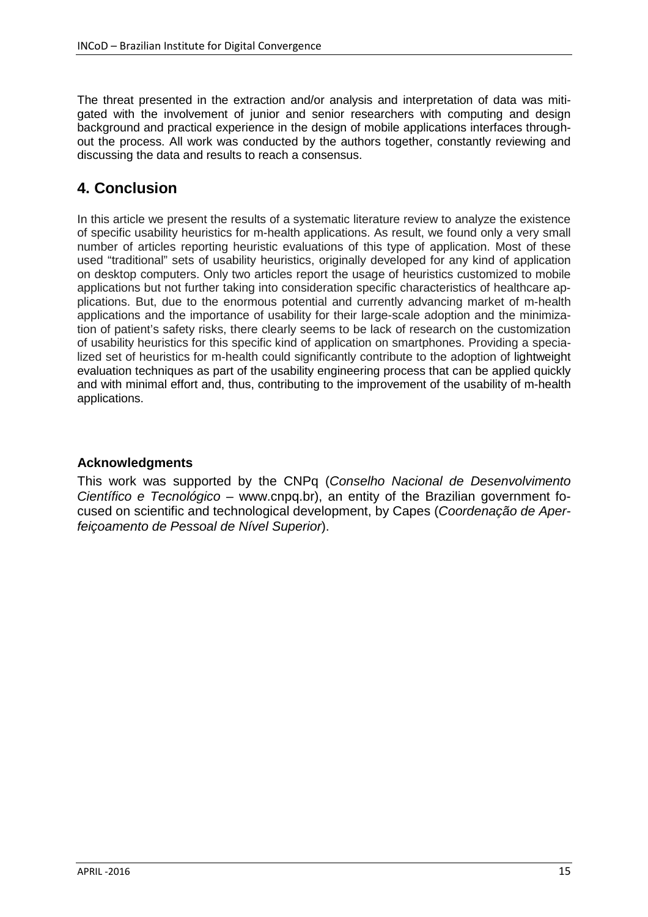The threat presented in the extraction and/or analysis and interpretation of data was mitigated with the involvement of junior and senior researchers with computing and design background and practical experience in the design of mobile applications interfaces throughout the process. All work was conducted by the authors together, constantly reviewing and discussing the data and results to reach a consensus.

## 4. Conclusion

In this article we present the results of a systematic literature review to analyze the existence of specific usability heuristics for m-health applications. As result, we found only a very small number of articles reporting heuristic evaluations of this type of application. Most of these used "traditional" sets of usability heuristics, originally developed for any kind of application on desktop computers. Only two articles report the usage of heuristics customized to mobile applications but not further taking into consideration specific characteristics of healthcare applications. But, due to the enormous potential and currently advancing market of m-health applications and the importance of usability for their large-scale adoption and the minimization of patient's safety risks, there clearly seems to be lack of research on the customization of usability heuristics for this specific kind of application on smartphones. Providing a specialized set of heuristics for m-health could significantly contribute to the adoption of lightweight evaluation techniques as part of the usability engineering process that can be applied quickly and with minimal effort and, thus, contributing to the improvement of the usability of m-health applications.

### Acknowledgments

This work was supported by the CNPq (*Conselho Nacional de Desenvolvimento Científico e Tecnológico* – www.cnpq.br), an entity of the Brazilian government focused on scientific and technological development, by Capes (*Coordenação de Aperfeiçoamento de Pessoal de Nível Superior*).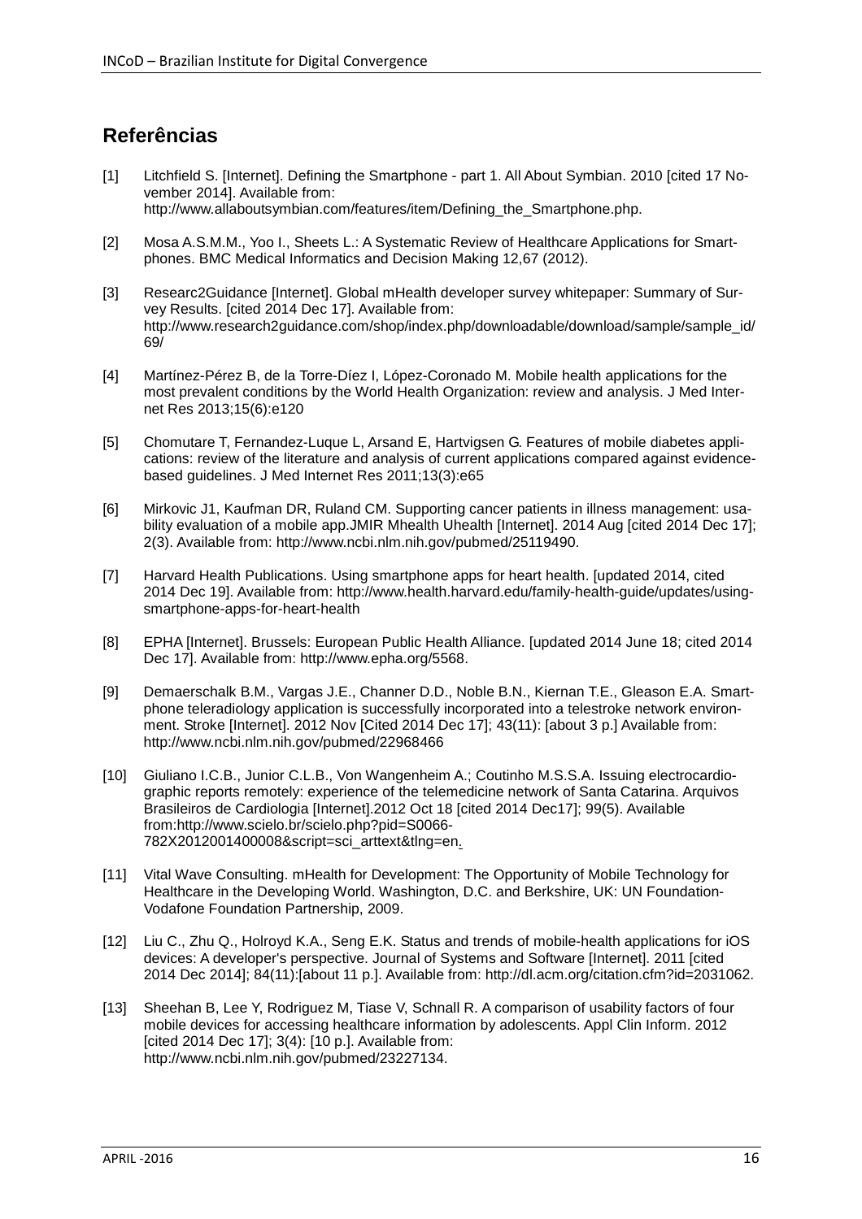## Referências

[1] Litchfield S. [Internet]. Defining the Smartphone - part 1. All About Symbian. 2010 [cited 17 November 2014]. Available from: http://www.allaboutsymbian.com/features/item/Defining_the_Smartphone.php.

[2] Mosa A.S.M.M., Yoo I., Sheets L.: A Systematic Review of Healthcare Applications for Smartphones. BMC Medical Informatics and Decision Making 12,67 (2012).

[3] Researc2Guidance [Internet]. Global mHealth developer survey whitepaper: Summary of Survey Results. [cited 2014 Dec 17]. Available from: http://www.research2guidance.com/shop/index.php/downloadable/download/sample/sample_id/69/

[4] Martínez-Pérez B, de la Torre-Díez I, López-Coronado M. Mobile health applications for the most prevalent conditions by the World Health Organization: review and analysis. J Med Internet Res 2013;15(6):e120

[5] Chomutare T, Fernandez-Luque L, Arsand E, Hartvigsen G. Features of mobile diabetes applications: review of the literature and analysis of current applications compared against evidence-based guidelines. J Med Internet Res 2011;13(3):e65

[6] Mirkovic J1, Kaufman DR, Ruland CM. Supporting cancer patients in illness management: usability evaluation of a mobile app.JMIR Mhealth Uhealth [Internet]. 2014 Aug [cited 2014 Dec 17]; 2(3). Available from: http://www.ncbi.nlm.nih.gov/pubmed/25119490.

[7] Harvard Health Publications. Using smartphone apps for heart health. [updated 2014, cited 2014 Dec 19]. Available from: http://www.health.harvard.edu/family-health-guide/updates/using-smartphone-apps-for-heart-health

[8] EPHA [Internet]. Brussels: European Public Health Alliance. [updated 2014 June 18; cited 2014 Dec 17]. Available from: http://www.epha.org/5568.

[9] Demaerschalk B.M., Vargas J.E., Channer D.D., Noble B.N., Kiernan T.E., Gleason E.A. Smartphone teleradiology application is successfully incorporated into a telestroke network environment. Stroke [Internet]. 2012 Nov [Cited 2014 Dec 17]; 43(11): [about 3 p.] Available from: http://www.ncbi.nlm.nih.gov/pubmed/22968466

[10] Giuliano I.C.B., Junior C.L.B., Von Wangenheim A.; Coutinho M.S.S.A. Issuing electrocardiographic reports remotely: experience of the telemedicine network of Santa Catarina. Arquivos Brasileiros de Cardiologia [Internet].2012 Oct 18 [cited 2014 Dec17]; 99(5). Available from:http://www.scielo.br/scielo.php?pid=S0066-782X2012001400008&script=sci_arttext&tlng=en.

[11] Vital Wave Consulting. mHealth for Development: The Opportunity of Mobile Technology for Healthcare in the Developing World. Washington, D.C. and Berkshire, UK: UN Foundation-Vodafone Foundation Partnership, 2009.

[12] Liu C., Zhu Q., Holroyd K.A., Seng E.K. Status and trends of mobile-health applications for iOS devices: A developer's perspective. Journal of Systems and Software [Internet]. 2011 [cited 2014 Dec 2014]; 84(11):[about 11 p.]. Available from: http://dl.acm.org/citation.cfm?id=2031062.

[13] Sheehan B, Lee Y, Rodriguez M, Tiase V, Schnall R. A comparison of usability factors of four mobile devices for accessing healthcare information by adolescents. Appl Clin Inform. 2012 [cited 2014 Dec 17]; 3(4): [10 p.]. Available from: http://www.ncbi.nlm.nih.gov/pubmed/23227134.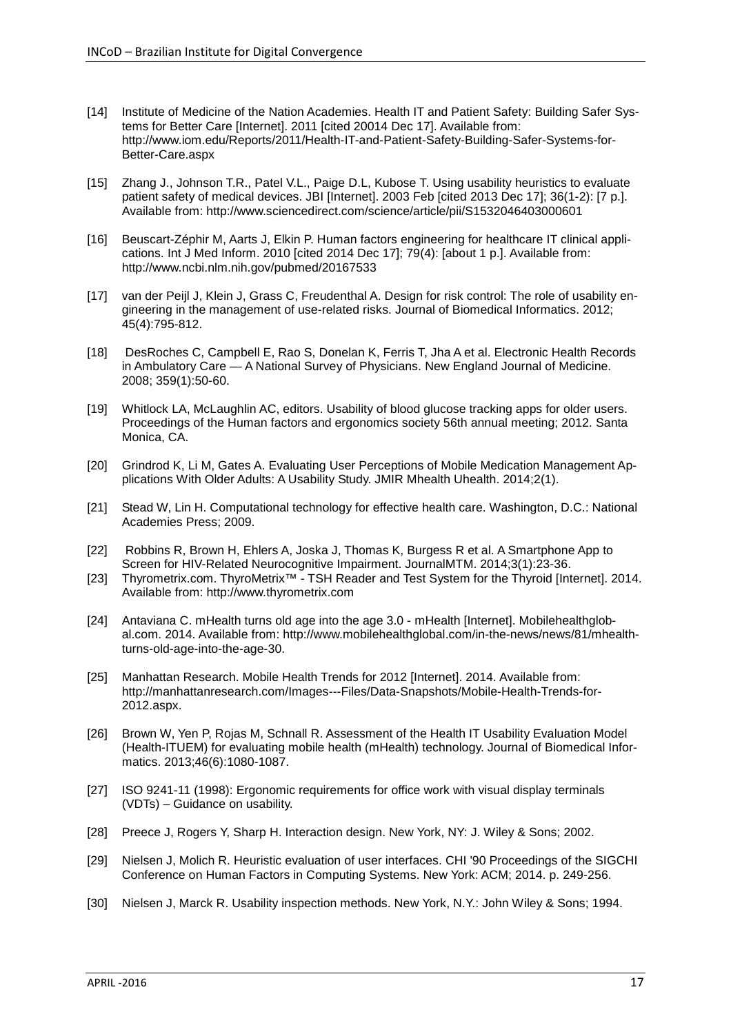[14] Institute of Medicine of the Nation Academies. Health IT and Patient Safety: Building Safer Systems for Better Care [Internet]. 2011 [cited 20014 Dec 17]. Available from: http://www.iom.edu/Reports/2011/Health-IT-and-Patient-Safety-Building-Safer-Systems-for-Better-Care.aspx

[15] Zhang J., Johnson T.R., Patel V.L., Paige D.L, Kubose T. Using usability heuristics to evaluate patient safety of medical devices. JBI [Internet]. 2003 Feb [cited 2013 Dec 17]; 36(1-2): [7 p.]. Available from: http://www.sciencedirect.com/science/article/pii/S1532046403000601

[16] Beuscart-Zéphir M, Aarts J, Elkin P. Human factors engineering for healthcare IT clinical applications. Int J Med Inform. 2010 [cited 2014 Dec 17]; 79(4): [about 1 p.]. Available from: http://www.ncbi.nlm.nih.gov/pubmed/20167533

[17] van der Peijl J, Klein J, Grass C, Freudenthal A. Design for risk control: The role of usability engineering in the management of use-related risks. Journal of Biomedical Informatics. 2012; 45(4):795-812.

[18] DesRoches C, Campbell E, Rao S, Donelan K, Ferris T, Jha A et al. Electronic Health Records in Ambulatory Care — A National Survey of Physicians. New England Journal of Medicine. 2008; 359(1):50-60.

[19] Whitlock LA, McLaughlin AC, editors. Usability of blood glucose tracking apps for older users. Proceedings of the Human factors and ergonomics society 56th annual meeting; 2012. Santa Monica, CA.

[20] Grindrod K, Li M, Gates A. Evaluating User Perceptions of Mobile Medication Management Applications With Older Adults: A Usability Study. JMIR Mhealth Uhealth. 2014;2(1).

[21] Stead W, Lin H. Computational technology for effective health care. Washington, D.C.: National Academies Press; 2009.

[22] Robbins R, Brown H, Ehlers A, Joska J, Thomas K, Burgess R et al. A Smartphone App to Screen for HIV-Related Neurocognitive Impairment. JournalMTM. 2014;3(1):23-36.

[23] Thyrometrix.com. ThyroMetrix™ - TSH Reader and Test System for the Thyroid [Internet]. 2014. Available from: http://www.thyrometrix.com

[24] Antaviana C. mHealth turns old age into the age 3.0 - mHealth [Internet]. Mobilehealthglobal.com. 2014. Available from: http://www.mobilehealthglobal.com/in-the-news/news/81/mhealth-turns-old-age-into-the-age-30.

[25] Manhattan Research. Mobile Health Trends for 2012 [Internet]. 2014. Available from: http://manhattanresearch.com/Images---Files/Data-Snapshots/Mobile-Health-Trends-for-2012.aspx.

[26] Brown W, Yen P, Rojas M, Schnall R. Assessment of the Health IT Usability Evaluation Model (Health-ITUEM) for evaluating mobile health (mHealth) technology. Journal of Biomedical Informatics. 2013;46(6):1080-1087.

[27] ISO 9241-11 (1998): Ergonomic requirements for office work with visual display terminals (VDTs) – Guidance on usability.

[28] Preece J, Rogers Y, Sharp H. Interaction design. New York, NY: J. Wiley & Sons; 2002.

[29] Nielsen J, Molich R. Heuristic evaluation of user interfaces. CHI '90 Proceedings of the SIGCHI Conference on Human Factors in Computing Systems. New York: ACM; 2014. p. 249-256.

[30] Nielsen J, Marck R. Usability inspection methods. New York, N.Y.: John Wiley & Sons; 1994.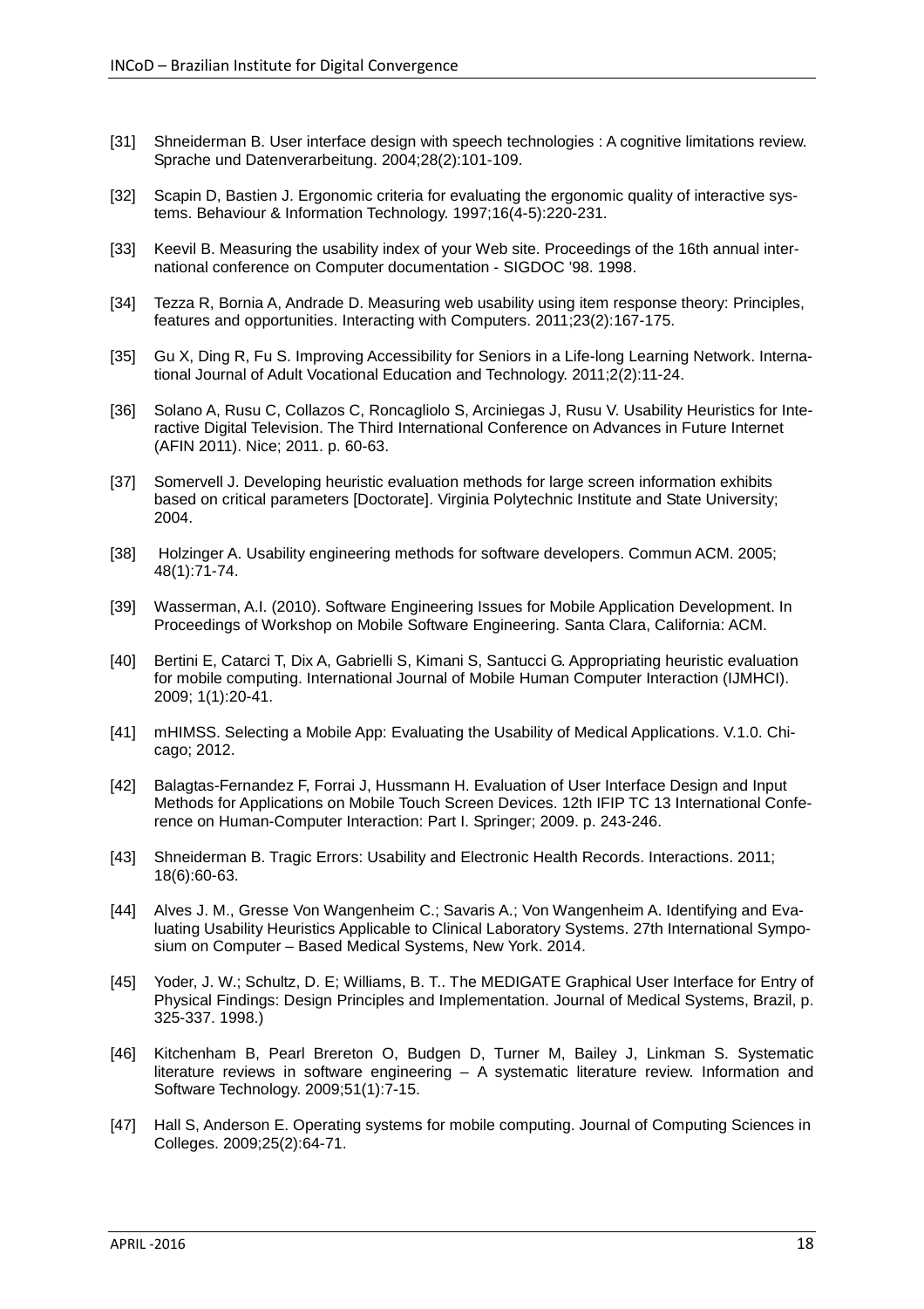[31] Shneiderman B. User interface design with speech technologies : A cognitive limitations review. Sprache und Datenverarbeitung. 2004;28(2):101-109.

[32] Scapin D, Bastien J. Ergonomic criteria for evaluating the ergonomic quality of interactive systems. Behaviour & Information Technology. 1997;16(4-5):220-231.

[33] Keevil B. Measuring the usability index of your Web site. Proceedings of the 16th annual international conference on Computer documentation - SIGDOC '98. 1998.

[34] Tezza R, Bornia A, Andrade D. Measuring web usability using item response theory: Principles, features and opportunities. Interacting with Computers. 2011;23(2):167-175.

[35] Gu X, Ding R, Fu S. Improving Accessibility for Seniors in a Life-long Learning Network. International Journal of Adult Vocational Education and Technology. 2011;2(2):11-24.

[36] Solano A, Rusu C, Collazos C, Roncagliolo S, Arciniegas J, Rusu V. Usability Heuristics for Interactive Digital Television. The Third International Conference on Advances in Future Internet (AFIN 2011). Nice; 2011. p. 60-63.

[37] Somervell J. Developing heuristic evaluation methods for large screen information exhibits based on critical parameters [Doctorate]. Virginia Polytechnic Institute and State University; 2004.

[38] Holzinger A. Usability engineering methods for software developers. Commun ACM. 2005; 48(1):71-74.

[39] Wasserman, A.I. (2010). Software Engineering Issues for Mobile Application Development. In Proceedings of Workshop on Mobile Software Engineering. Santa Clara, California: ACM.

[40] Bertini E, Catarci T, Dix A, Gabrielli S, Kimani S, Santucci G. Appropriating heuristic evaluation for mobile computing. International Journal of Mobile Human Computer Interaction (IJMHCI). 2009; 1(1):20-41.

[41] mHIMSS. Selecting a Mobile App: Evaluating the Usability of Medical Applications. V.1.0. Chicago; 2012.

[42] Balagtas-Fernandez F, Forrai J, Hussmann H. Evaluation of User Interface Design and Input Methods for Applications on Mobile Touch Screen Devices. 12th IFIP TC 13 International Conference on Human-Computer Interaction: Part I. Springer; 2009. p. 243-246.

[43] Shneiderman B. Tragic Errors: Usability and Electronic Health Records. Interactions. 2011; 18(6):60-63.

[44] Alves J. M., Gresse Von Wangenheim C.; Savaris A.; Von Wangenheim A. Identifying and Evaluating Usability Heuristics Applicable to Clinical Laboratory Systems. 27th International Symposium on Computer – Based Medical Systems, New York. 2014.

[45] Yoder, J. W.; Schultz, D. E; Williams, B. T.. The MEDIGATE Graphical User Interface for Entry of Physical Findings: Design Principles and Implementation. Journal of Medical Systems, Brazil, p. 325-337. 1998.)

[46] Kitchenham B, Pearl Brereton O, Budgen D, Turner M, Bailey J, Linkman S. Systematic literature reviews in software engineering – A systematic literature review. Information and Software Technology. 2009;51(1):7-15.

[47] Hall S, Anderson E. Operating systems for mobile computing. Journal of Computing Sciences in Colleges. 2009;25(2):64-71.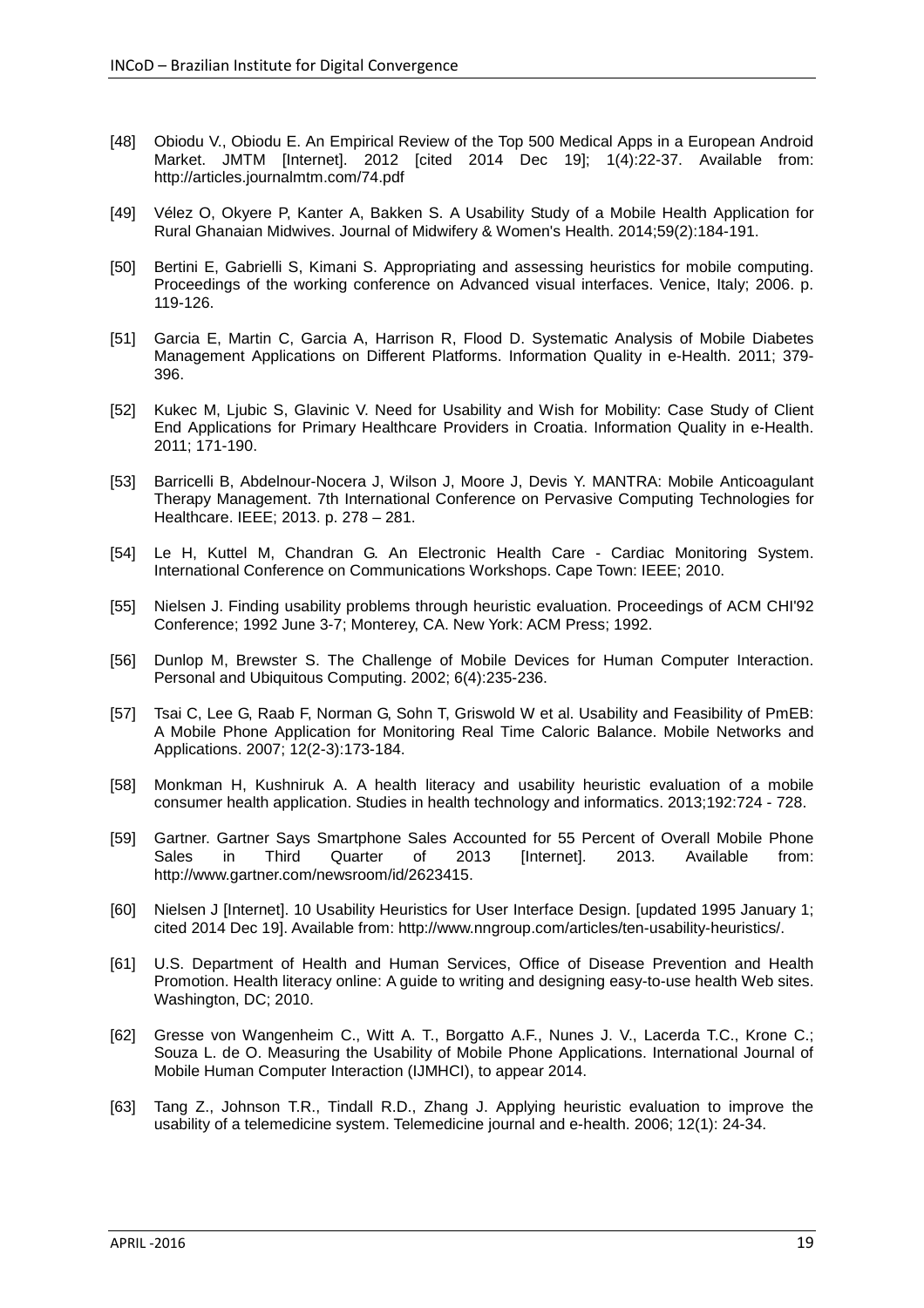[48] Obiodu V., Obiodu E. An Empirical Review of the Top 500 Medical Apps in a European Android Market. JMTM [Internet]. 2012 [cited 2014 Dec 19]; 1(4):22-37. Available from: http://articles.journalmtm.com/74.pdf

[49] Vélez O, Okyere P, Kanter A, Bakken S. A Usability Study of a Mobile Health Application for Rural Ghanaian Midwives. Journal of Midwifery & Women's Health. 2014;59(2):184-191.

[50] Bertini E, Gabrielli S, Kimani S. Appropriating and assessing heuristics for mobile computing. Proceedings of the working conference on Advanced visual interfaces. Venice, Italy; 2006. p. 119-126.

[51] Garcia E, Martin C, Garcia A, Harrison R, Flood D. Systematic Analysis of Mobile Diabetes Management Applications on Different Platforms. Information Quality in e-Health. 2011; 379-396.

[52] Kukec M, Ljubic S, Glavinic V. Need for Usability and Wish for Mobility: Case Study of Client End Applications for Primary Healthcare Providers in Croatia. Information Quality in e-Health. 2011; 171-190.

[53] Barricelli B, Abdelnour-Nocera J, Wilson J, Moore J, Devis Y. MANTRA: Mobile Anticoagulant Therapy Management. 7th International Conference on Pervasive Computing Technologies for Healthcare. IEEE; 2013. p. 278 – 281.

[54] Le H, Kuttel M, Chandran G. An Electronic Health Care - Cardiac Monitoring System. International Conference on Communications Workshops. Cape Town: IEEE; 2010.

[55] Nielsen J. Finding usability problems through heuristic evaluation. Proceedings of ACM CHI'92 Conference; 1992 June 3-7; Monterey, CA. New York: ACM Press; 1992.

[56] Dunlop M, Brewster S. The Challenge of Mobile Devices for Human Computer Interaction. Personal and Ubiquitous Computing. 2002; 6(4):235-236.

[57] Tsai C, Lee G, Raab F, Norman G, Sohn T, Griswold W et al. Usability and Feasibility of PmEB: A Mobile Phone Application for Monitoring Real Time Caloric Balance. Mobile Networks and Applications. 2007; 12(2-3):173-184.

[58] Monkman H, Kushniruk A. A health literacy and usability heuristic evaluation of a mobile consumer health application. Studies in health technology and informatics. 2013;192:724 - 728.

[59] Gartner. Gartner Says Smartphone Sales Accounted for 55 Percent of Overall Mobile Phone Sales in Third Quarter of 2013 [Internet]. 2013. Available from: http://www.gartner.com/newsroom/id/2623415.

[60] Nielsen J [Internet]. 10 Usability Heuristics for User Interface Design. [updated 1995 January 1; cited 2014 Dec 19]. Available from: http://www.nngroup.com/articles/ten-usability-heuristics/.

[61] U.S. Department of Health and Human Services, Office of Disease Prevention and Health Promotion. Health literacy online: A guide to writing and designing easy-to-use health Web sites. Washington, DC; 2010.

[62] Gresse von Wangenheim C., Witt A. T., Borgatto A.F., Nunes J. V., Lacerda T.C., Krone C.; Souza L. de O. Measuring the Usability of Mobile Phone Applications. International Journal of Mobile Human Computer Interaction (IJMHCI), to appear 2014.

[63] Tang Z., Johnson T.R., Tindall R.D., Zhang J. Applying heuristic evaluation to improve the usability of a telemedicine system. Telemedicine journal and e-health. 2006; 12(1): 24-34.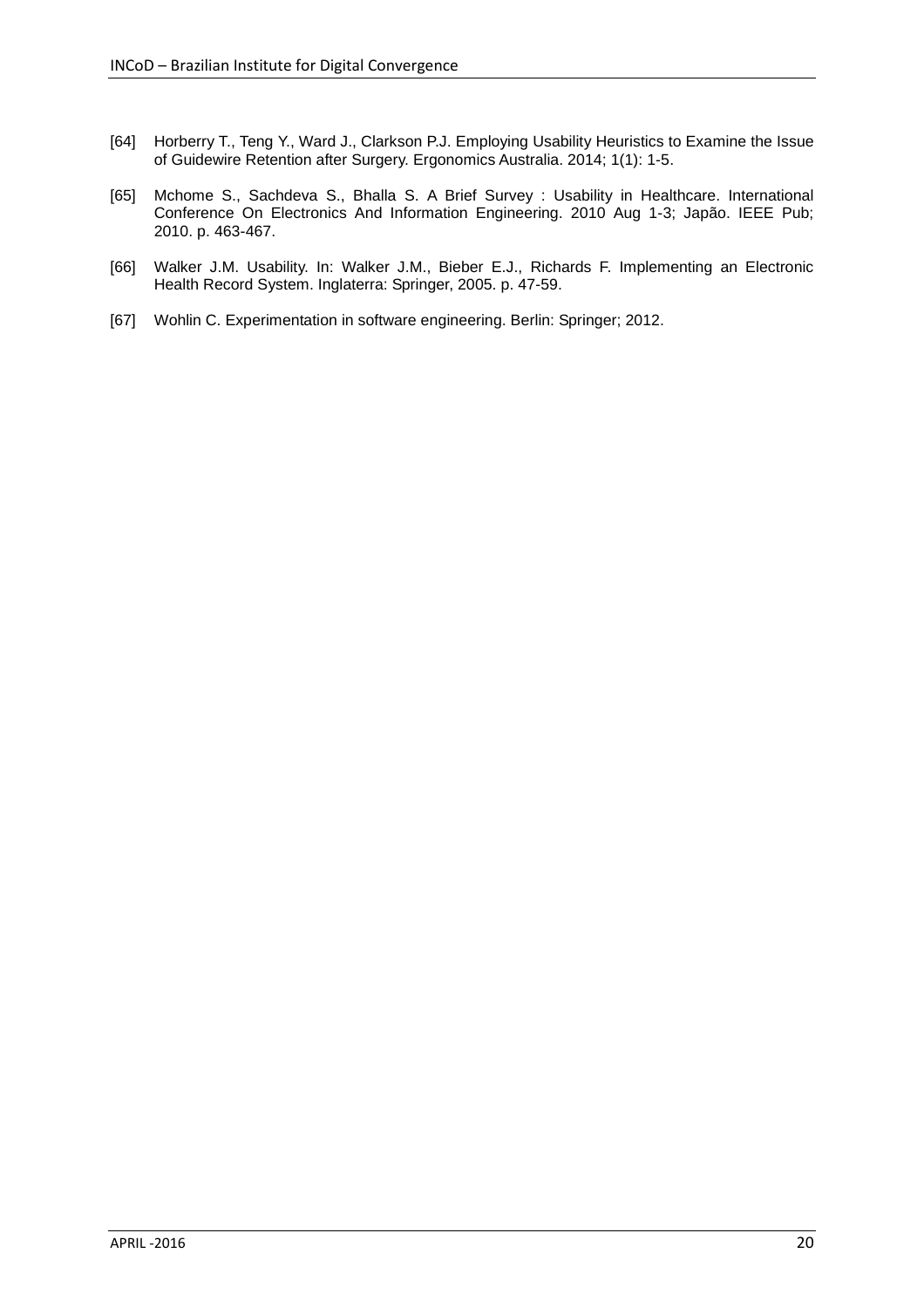[64] Horberry T., Teng Y., Ward J., Clarkson P.J. Employing Usability Heuristics to Examine the Issue of Guidewire Retention after Surgery. Ergonomics Australia. 2014; 1(1): 1-5.

[65] Mchome S., Sachdeva S., Bhalla S. A Brief Survey : Usability in Healthcare. International Conference On Electronics And Information Engineering. 2010 Aug 1-3; Japão. IEEE Pub; 2010. p. 463-467.

[66] Walker J.M. Usability. In: Walker J.M., Bieber E.J., Richards F. Implementing an Electronic Health Record System. Inglaterra: Springer, 2005. p. 47-59.

[67] Wohlin C. Experimentation in software engineering. Berlin: Springer; 2012.